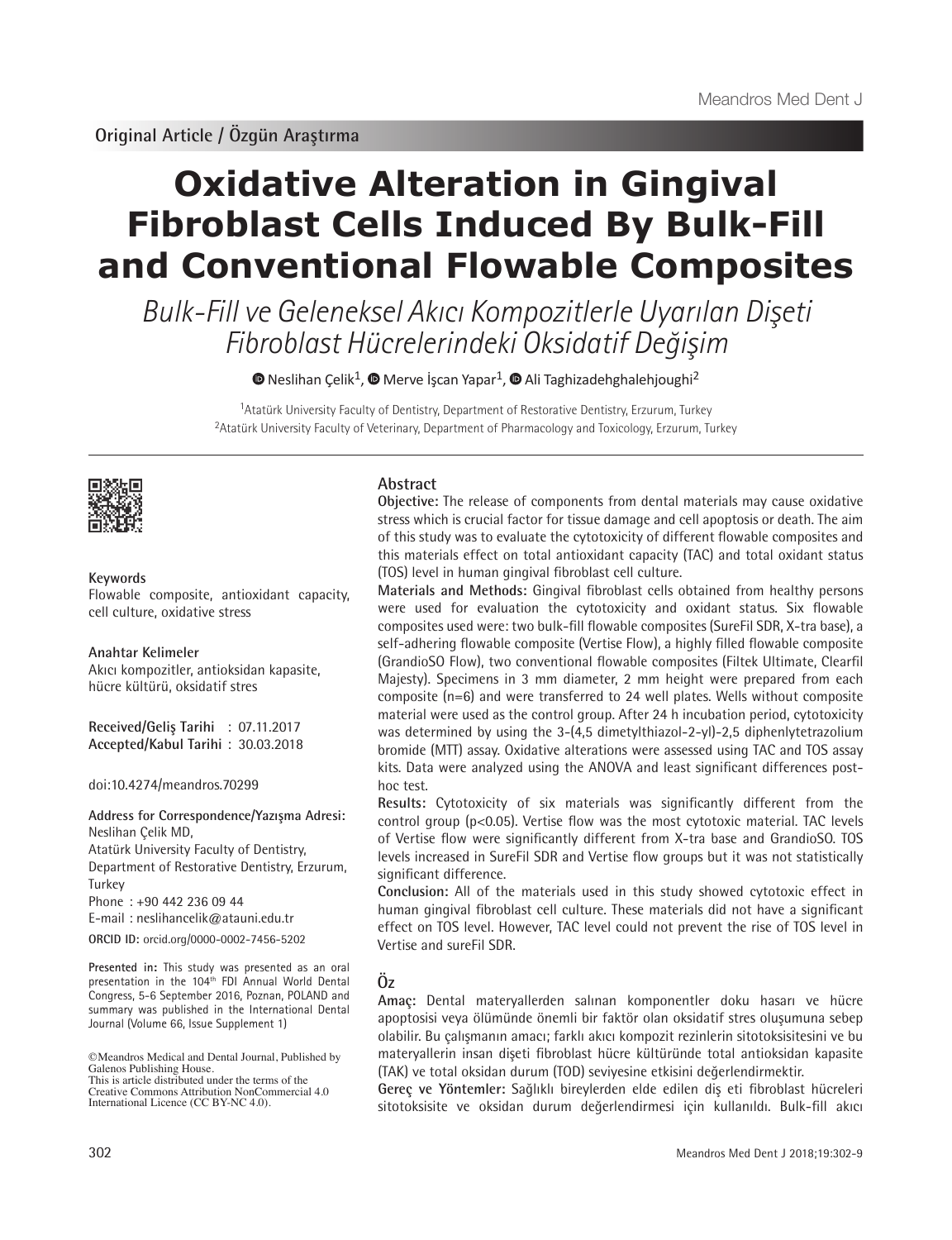Original Article / Özgün Araştırma

# Oxidative Alteration in Gingival Fibroblast Cells Induced By Bulk-Fill and Conventional Flowable Composites

## *Bulk-Fill ve Geleneksel Akıcı Kompozitlerle Uyarılan Dişeti Fibroblast Hücrelerindeki Oksidatif Değişim*

Neslihan Çelik[1], Merve İşcan Yapar[1], Ali Taghizadehghalehjoughi[2]

[1]Atatürk University Faculty of Dentistry, Department of Restorative Dentistry, Erzurum, Turkey
[2]Atatürk University Faculty of Veterinary, Department of Pharmacology and Toxicology, Erzurum, Turkey

**Keywords**
Flowable composite, antioxidant capacity, cell culture, oxidative stress

**Anahtar Kelimeler**
Akıcı kompozitler, antioksidan kapasite, hücre kültürü, oksidatif stres

**Received/Geliş Tarihi** : 07.11.2017
**Accepted/Kabul Tarihi** : 30.03.2018

doi:10.4274/meandros.70299

**Address for Correspondence/Yazışma Adresi:**
Neslihan Çelik MD,
Atatürk University Faculty of Dentistry,
Department of Restorative Dentistry, Erzurum,
Turkey
Phone : +90 442 236 09 44
E-mail : neslihancelik@atauni.edu.tr

**ORCID ID:** orcid.org/0000-0002-7456-5202

**Presented in:** This study was presented as an oral presentation in the 104th FDI Annual World Dental Congress, 5-6 September 2016, Poznan, POLAND and summary was published in the International Dental Journal (Volume 66, Issue Supplement 1)

©Meandros Medical and Dental Journal, Published by Galenos Publishing House.
This is article distributed under the terms of the Creative Commons Attribution NonCommercial 4.0 International Licence (CC BY-NC 4.0).

## Abstract

**Objective:** The release of components from dental materials may cause oxidative stress which is crucial factor for tissue damage and cell apoptosis or death. The aim of this study was to evaluate the cytotoxicity of different flowable composites and this materials effect on total antioxidant capacity (TAC) and total oxidant status (TOS) level in human gingival fibroblast cell culture.

**Materials and Methods:** Gingival fibroblast cells obtained from healthy persons were used for evaluation the cytotoxicity and oxidant status. Six flowable composites used were: two bulk-fill flowable composites (SureFil SDR, X-tra base), a self-adhering flowable composite (Vertise Flow), a highly filled flowable composite (GrandioSO Flow), two conventional flowable composites (Filtek Ultimate, Clearfil Majesty). Specimens in 3 mm diameter, 2 mm height were prepared from each composite (n=6) and were transferred to 24 well plates. Wells without composite material were used as the control group. After 24 h incubation period, cytotoxicity was determined by using the 3-(4,5 dimetylthiazol-2-yl)-2,5 diphenlytetrazolium bromide (MTT) assay. Oxidative alterations were assessed using TAC and TOS assay kits. Data were analyzed using the ANOVA and least significant differences post-hoc test.

**Results:** Cytotoxicity of six materials was significantly different from the control group ($p<0.05$). Vertise flow was the most cytotoxic material. TAC levels of Vertise flow were significantly different from X-tra base and GrandioSO. TOS levels increased in SureFil SDR and Vertise flow groups but it was not statistically significant difference.

**Conclusion:** All of the materials used in this study showed cytotoxic effect in human gingival fibroblast cell culture. These materials did not have a significant effect on TOS level. However, TAC level could not prevent the rise of TOS level in Vertise and sureFil SDR.

## Öz

**Amaç:** Dental materyallerden salınan komponentler doku hasarı ve hücre apoptosisi veya ölümünde önemli bir faktör olan oksidatif stres oluşumuna sebep olabilir. Bu çalışmanın amacı; farklı akıcı kompozit rezinlerin sitotoksisitesini ve bu materyallerin insan dişeti fibroblast hücre kültüründe total antioksidan kapasite (TAK) ve total oksidan durum (TOD) seviyesine etkisini değerlendirmektir.

**Gereç ve Yöntemler:** Sağlıklı bireylerden elde edilen diş eti fibroblast hücreleri sitotoksisite ve oksidan durum değerlendirmesi için kullanıldı. Bulk-fill akıcı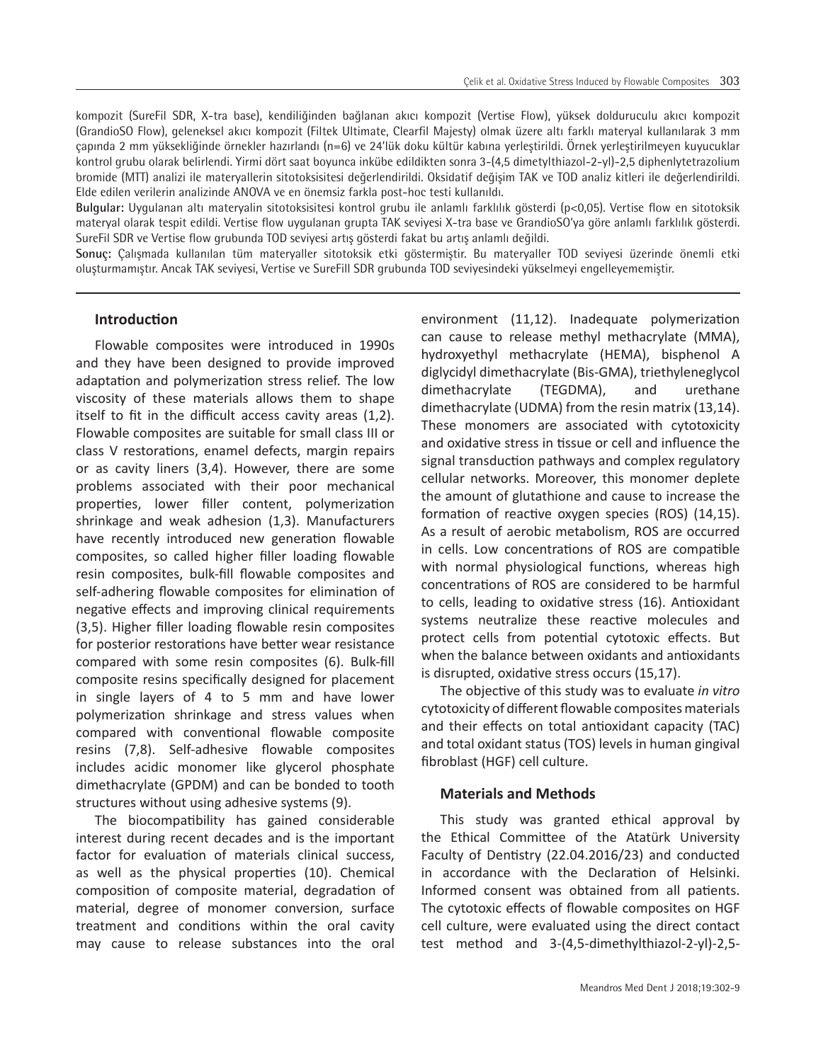kompozit (SureFil SDR, X-tra base), kendiliğinden bağlanan akıcı kompozit (Vertise Flow), yüksek dolduruculu akıcı kompozit (GrandioSO Flow), geleneksel akıcı kompozit (Filtek Ultimate, Clearfil Majesty) olmak üzere altı farklı materyal kullanılarak 3 mm çapında 2 mm yüksekliğinde örnekler hazırlandı (n=6) ve 24'lük doku kültür kabına yerleştirildi. Örnek yerleştirilmeyen kuyucuklar kontrol grubu olarak belirlendi. Yirmi dört saat boyunca inkübe edildikten sonra 3-(4,5 dimetylthiazol-2-yl)-2,5 diphenlytetrazolium bromide (MTT) analizi ile materyallerin sitotoksisitesi değerlendirildi. Oksidatif değişim TAK ve TOD analiz kitleri ile değerlendirildi. Elde edilen verilerin analizinde ANOVA ve en önemsiz farkla post-hoc testi kullanıldı.

**Bulgular:** Uygulanan altı materyalin sitotoksisitesi kontrol grubu ile anlamlı farklılık gösterdi (p<0,05). Vertise flow en sitotoksik materyal olarak tespit edildi. Vertise flow uygulanan grupta TAK seviyesi X-tra base ve GrandioSO'ya göre anlamlı farklılık gösterdi. SureFil SDR ve Vertise flow grubunda TOD seviyesi artış gösterdi fakat bu artış anlamlı değildi.

**Sonuç:** Çalışmada kullanılan tüm materyaller sitotoksik etki göstermiştir. Bu materyaller TOD seviyesi üzerinde önemli etki oluşturmamıştır. Ancak TAK seviyesi, Vertise ve SureFill SDR grubunda TOD seviyesindeki yükselmeyi engelleyememiştir.

## Introduction

Flowable composites were introduced in 1990s and they have been designed to provide improved adaptation and polymerization stress relief. The low viscosity of these materials allows them to shape itself to fit in the difficult access cavity areas (1,2). Flowable composites are suitable for small class III or class V restorations, enamel defects, margin repairs or as cavity liners (3,4). However, there are some problems associated with their poor mechanical properties, lower filler content, polymerization shrinkage and weak adhesion (1,3). Manufacturers have recently introduced new generation flowable composites, so called higher filler loading flowable resin composites, bulk-fill flowable composites and self-adhering flowable composites for elimination of negative effects and improving clinical requirements (3,5). Higher filler loading flowable resin composites for posterior restorations have better wear resistance compared with some resin composites (6). Bulk-fill composite resins specifically designed for placement in single layers of 4 to 5 mm and have lower polymerization shrinkage and stress values when compared with conventional flowable composite resins (7,8). Self-adhesive flowable composites includes acidic monomer like glycerol phosphate dimethacrylate (GPDM) and can be bonded to tooth structures without using adhesive systems (9).

The biocompatibility has gained considerable interest during recent decades and is the important factor for evaluation of materials clinical success, as well as the physical properties (10). Chemical composition of composite material, degradation of material, degree of monomer conversion, surface treatment and conditions within the oral cavity may cause to release substances into the oral environment (11,12). Inadequate polymerization can cause to release methyl methacrylate (MMA), hydroxyethyl methacrylate (HEMA), bisphenol A diglycidyl dimethacrylate (Bis-GMA), triethyleneglycol dimethacrylate (TEGDMA), and urethane dimethacrylate (UDMA) from the resin matrix (13,14). These monomers are associated with cytotoxicity and oxidative stress in tissue or cell and influence the signal transduction pathways and complex regulatory cellular networks. Moreover, this monomer deplete the amount of glutathione and cause to increase the formation of reactive oxygen species (ROS) (14,15). As a result of aerobic metabolism, ROS are occurred in cells. Low concentrations of ROS are compatible with normal physiological functions, whereas high concentrations of ROS are considered to be harmful to cells, leading to oxidative stress (16). Antioxidant systems neutralize these reactive molecules and protect cells from potential cytotoxic effects. But when the balance between oxidants and antioxidants is disrupted, oxidative stress occurs (15,17).

The objective of this study was to evaluate *in vitro* cytotoxicity of different flowable composites materials and their effects on total antioxidant capacity (TAC) and total oxidant status (TOS) levels in human gingival fibroblast (HGF) cell culture.

## Materials and Methods

This study was granted ethical approval by the Ethical Committee of the Atatürk University Faculty of Dentistry (22.04.2016/23) and conducted in accordance with the Declaration of Helsinki. Informed consent was obtained from all patients. The cytotoxic effects of flowable composites on HGF cell culture, were evaluated using the direct contact test method and 3-(4,5-dimethylthiazol-2-yl)-2,5-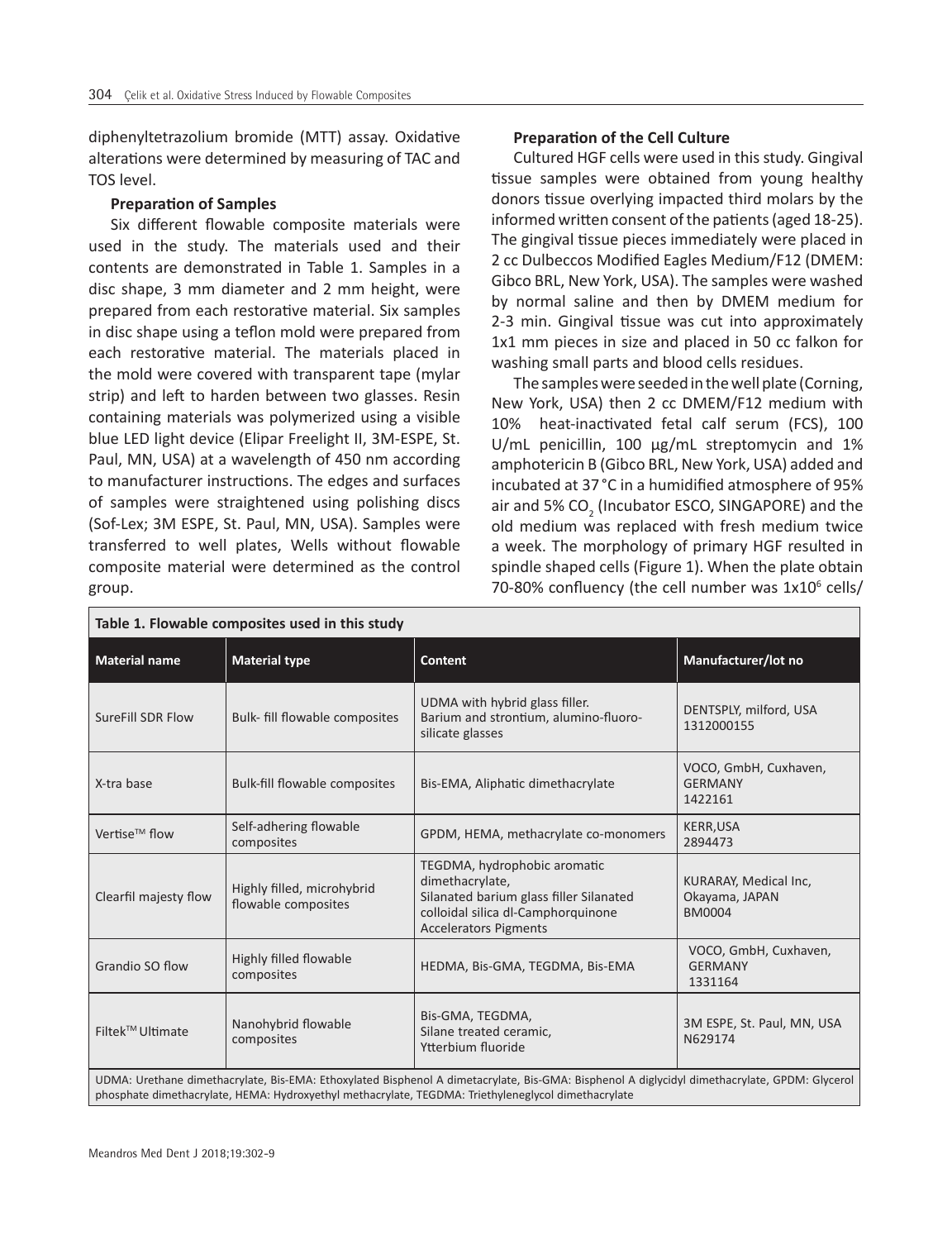diphenyltetrazolium bromide (MTT) assay. Oxidative alterations were determined by measuring of TAC and TOS level.

**Preparation of Samples**

Six different flowable composite materials were used in the study. The materials used and their contents are demonstrated in Table 1. Samples in a disc shape, 3 mm diameter and 2 mm height, were prepared from each restorative material. Six samples in disc shape using a teflon mold were prepared from each restorative material. The materials placed in the mold were covered with transparent tape (mylar strip) and left to harden between two glasses. Resin containing materials was polymerized using a visible blue LED light device (Elipar Freelight II, 3M-ESPE, St. Paul, MN, USA) at a wavelength of 450 nm according to manufacturer instructions. The edges and surfaces of samples were straightened using polishing discs (Sof-Lex; 3M ESPE, St. Paul, MN, USA). Samples were transferred to well plates, Wells without flowable composite material were determined as the control group.

**Preparation of the Cell Culture**

Cultured HGF cells were used in this study. Gingival tissue samples were obtained from young healthy donors tissue overlying impacted third molars by the informed written consent of the patients (aged 18-25). The gingival tissue pieces immediately were placed in 2 cc Dulbeccos Modified Eagles Medium/F12 (DMEM: Gibco BRL, New York, USA). The samples were washed by normal saline and then by DMEM medium for 2-3 min. Gingival tissue was cut into approximately 1x1 mm pieces in size and placed in 50 cc falkon for washing small parts and blood cells residues.

The samples were seeded in the well plate (Corning, New York, USA) then 2 cc DMEM/F12 medium with 10% heat-inactivated fetal calf serum (FCS), 100 U/mL penicillin, 100 µg/mL streptomycin and 1% amphotericin B (Gibco BRL, New York, USA) added and incubated at 37 °C in a humidified atmosphere of 95% air and 5% $CO_2$ (Incubator ESCO, SINGAPORE) and the old medium was replaced with fresh medium twice a week. The morphology of primary HGF resulted in spindle shaped cells (Figure 1). When the plate obtain 70-80% confluency (the cell number was $1x10^6$ cells/

**Table 1. Flowable composites used in this study**

| Material name | Material type | Content | Manufacturer/lot no |
|---|---|---|---|
| SureFill SDR Flow | Bulk- fill flowable composites | UDMA with hybrid glass filler. Barium and strontium, alumino-fluoro-silicate glasses | DENTSPLY, milford, USA 1312000155 |
| X-tra base | Bulk-fill flowable composites | Bis-EMA, Aliphatic dimethacrylate | VOCO, GmbH, Cuxhaven, GERMANY 1422161 |
| Vertise™ flow | Self-adhering flowable composites | GPDM, HEMA, methacrylate co-monomers | KERR,USA 2894473 |
| Clearfil majesty flow | Highly filled, microhybrid flowable composites | TEGDMA, hydrophobic aromatic dimethacrylate, Silanated barium glass filler Silanated colloidal silica dl-Camphorquinone Accelerators Pigments | KURARAY, Medical Inc, Okayama, JAPAN BM0004 |
| Grandio SO flow | Highly filled flowable composites | HEDMA, Bis-GMA, TEGDMA, Bis-EMA | VOCO, GmbH, Cuxhaven, GERMANY 1331164 |
| Filtek™ Ultimate | Nanohybrid flowable composites | Bis-GMA, TEGDMA, Silane treated ceramic, Ytterbium fluoride | 3M ESPE, St. Paul, MN, USA N629174 |

UDMA: Urethane dimethacrylate, Bis-EMA: Ethoxylated Bisphenol A dimetacrylate, Bis-GMA: Bisphenol A diglycidyl dimethacrylate, GPDM: Glycerol phosphate dimethacrylate, HEMA: Hydroxyethyl methacrylate, TEGDMA: Triethyleneglycol dimethacrylate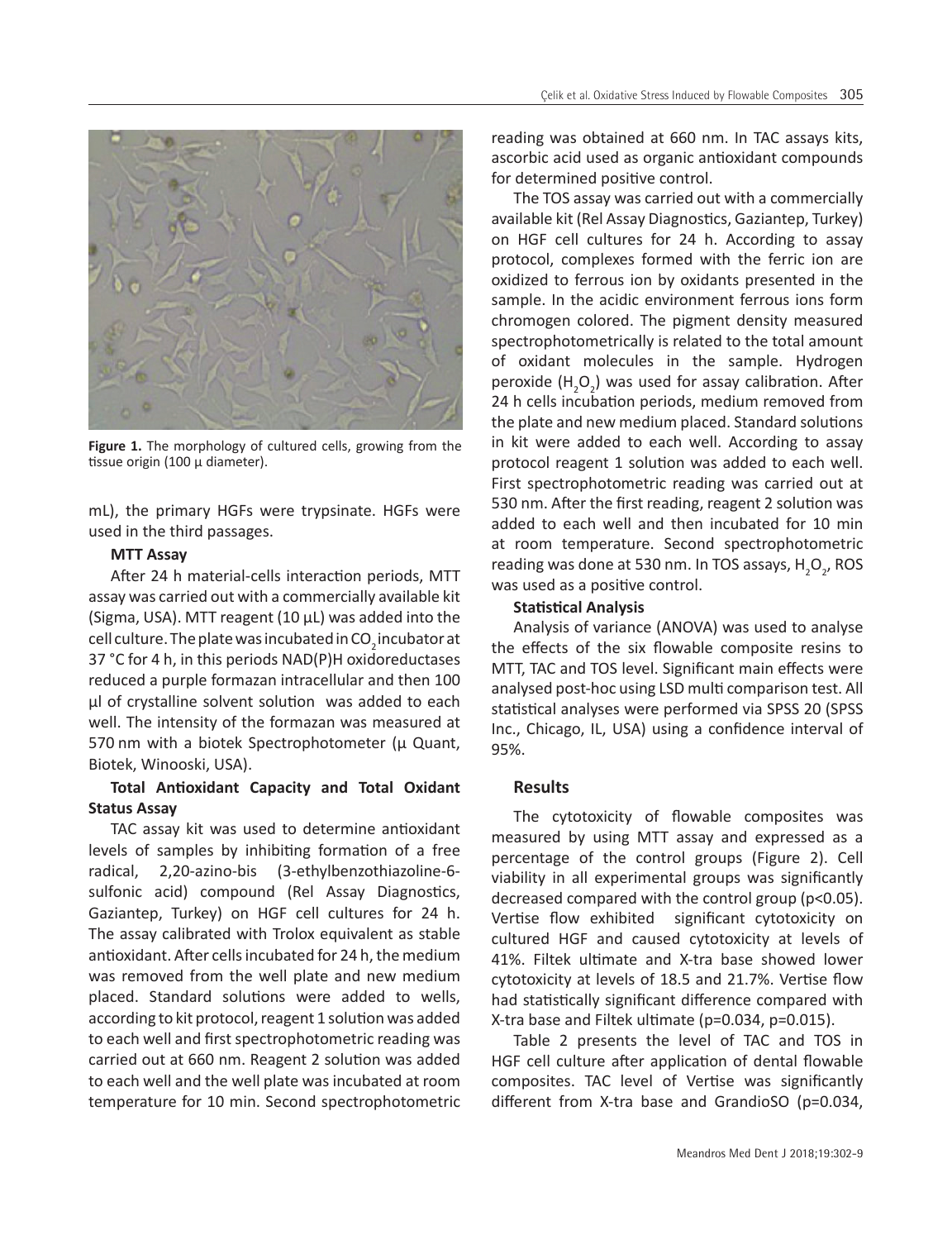Figure 1. The morphology of cultured cells, growing from the tissue origin (100 µ diameter).

mL), the primary HGFs were trypsinate. HGFs were used in the third passages.

**MTT Assay**

After 24 h material-cells interaction periods, MTT assay was carried out with a commercially available kit (Sigma, USA). MTT reagent (10 µL) was added into the cell culture. The plate was incubated in $CO_2$ incubator at 37 °C for 4 h, in this periods NAD(P)H oxidoreductases reduced a purple formazan intracellular and then 100 µl of crystalline solvent solution was added to each well. The intensity of the formazan was measured at 570 nm with a biotek Spectrophotometer (µ Quant, Biotek, Winooski, USA).

**Total Antioxidant Capacity and Total Oxidant Status Assay**

TAC assay kit was used to determine antioxidant levels of samples by inhibiting formation of a free radical, 2,20-azino-bis (3-ethylbenzothiazoline-6-sulfonic acid) compound (Rel Assay Diagnostics, Gaziantep, Turkey) on HGF cell cultures for 24 h. The assay calibrated with Trolox equivalent as stable antioxidant. After cells incubated for 24 h, the medium was removed from the well plate and new medium placed. Standard solutions were added to wells, according to kit protocol, reagent 1 solution was added to each well and first spectrophotometric reading was carried out at 660 nm. Reagent 2 solution was added to each well and the well plate was incubated at room temperature for 10 min. Second spectrophotometric reading was obtained at 660 nm. In TAC assays kits, ascorbic acid used as organic antioxidant compounds for determined positive control.

The TOS assay was carried out with a commercially available kit (Rel Assay Diagnostics, Gaziantep, Turkey) on HGF cell cultures for 24 h. According to assay protocol, complexes formed with the ferric ion are oxidized to ferrous ion by oxidants presented in the sample. In the acidic environment ferrous ions form chromogen colored. The pigment density measured spectrophotometrically is related to the total amount of oxidant molecules in the sample. Hydrogen peroxide ($H_2O_2$) was used for assay calibration. After 24 h cells incubation periods, medium removed from the plate and new medium placed. Standard solutions in kit were added to each well. According to assay protocol reagent 1 solution was added to each well. First spectrophotometric reading was carried out at 530 nm. After the first reading, reagent 2 solution was added to each well and then incubated for 10 min at room temperature. Second spectrophotometric reading was done at 530 nm. In TOS assays, $H_2O_2$, ROS was used as a positive control.

**Statistical Analysis**

Analysis of variance (ANOVA) was used to analyse the effects of the six flowable composite resins to MTT, TAC and TOS level. Significant main effects were analysed post-hoc using LSD multi comparison test. All statistical analyses were performed via SPSS 20 (SPSS Inc., Chicago, IL, USA) using a confidence interval of 95%.

## Results

The cytotoxicity of flowable composites was measured by using MTT assay and expressed as a percentage of the control groups (Figure 2). Cell viability in all experimental groups was significantly decreased compared with the control group ($p<0.05$). Vertise flow exhibited significant cytotoxicity on cultured HGF and caused cytotoxicity at levels of 41%. Filtek ultimate and X-tra base showed lower cytotoxicity at levels of 18.5 and 21.7%. Vertise flow had statistically significant difference compared with X-tra base and Filtek ultimate ($p=0.034$, $p=0.015$).

Table 2 presents the level of TAC and TOS in HGF cell culture after application of dental flowable composites. TAC level of Vertise was significantly different from X-tra base and GrandioSO ($p=0.034$,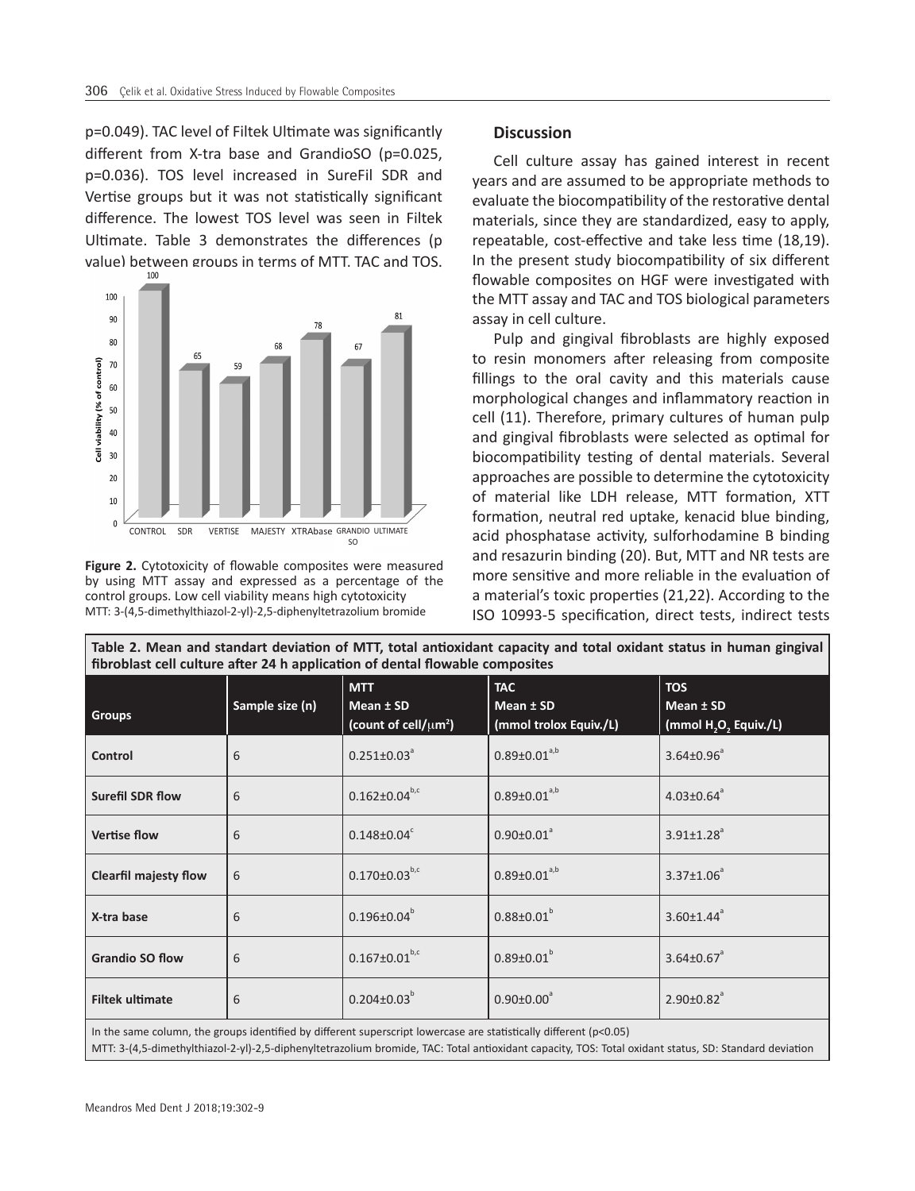p=0.049). TAC level of Filtek Ultimate was significantly different from X-tra base and GrandioSO (p=0.025, p=0.036). TOS level increased in SureFil SDR and Vertise groups but it was not statistically significant difference. The lowest TOS level was seen in Filtek Ultimate. Table 3 demonstrates the differences (p value) between groups in terms of MTT, TAC and TOS.

**Figure 2.** Cytotoxicity of flowable composites were measured by using MTT assay and expressed as a percentage of the control groups. Low cell viability means high cytotoxicity
MTT: 3-(4,5-dimethylthiazol-2-yl)-2,5-diphenyltetrazolium bromide

## Discussion

Cell culture assay has gained interest in recent years and are assumed to be appropriate methods to evaluate the biocompatibility of the restorative dental materials, since they are standardized, easy to apply, repeatable, cost-effective and take less time (18,19). In the present study biocompatibility of six different flowable composites on HGF were investigated with the MTT assay and TAC and TOS biological parameters assay in cell culture.

Pulp and gingival fibroblasts are highly exposed to resin monomers after releasing from composite fillings to the oral cavity and this materials cause morphological changes and inflammatory reaction in cell (11). Therefore, primary cultures of human pulp and gingival fibroblasts were selected as optimal for biocompatibility testing of dental materials. Several approaches are possible to determine the cytotoxicity of material like LDH release, MTT formation, XTT formation, neutral red uptake, kenacid blue binding, acid phosphatase activity, sulforhodamine B binding and resazurin binding (20). But, MTT and NR tests are more sensitive and more reliable in the evaluation of a material's toxic properties (21,22). According to the ISO 10993-5 specification, direct tests, indirect tests

**Table 2. Mean and standart deviation of MTT, total antioxidant capacity and total oxidant status in human gingival fibroblast cell culture after 24 h application of dental flowable composites**

| Groups | Sample size (n) | MTT Mean ± SD (count of cell/$\mu m^2$) | TAC Mean ± SD (mmol trolox Equiv./L) | TOS Mean ± SD (mmol $H_2O_2$ Equiv./L) |
|---|---|---|---|---|
| Control | 6 | $0.251 \pm 0.03^{a}$ | $0.89 \pm 0.01^{a,b}$ | $3.64 \pm 0.96^{a}$ |
| Surefil SDR flow | 6 | $0.162 \pm 0.04^{b,c}$ | $0.89 \pm 0.01^{a,b}$ | $4.03 \pm 0.64^{a}$ |
| Vertise flow | 6 | $0.148 \pm 0.04^{c}$ | $0.90 \pm 0.01^{a}$ | $3.91 \pm 1.28^{a}$ |
| Clearfil majesty flow | 6 | $0.170 \pm 0.03^{b,c}$ | $0.89 \pm 0.01^{a,b}$ | $3.37 \pm 1.06^{a}$ |
| X-tra base | 6 | $0.196 \pm 0.04^{b}$ | $0.88 \pm 0.01^{b}$ | $3.60 \pm 1.44^{a}$ |
| Grandio SO flow | 6 | $0.167 \pm 0.01^{b,c}$ | $0.89 \pm 0.01^{b}$ | $3.64 \pm 0.67^{a}$ |
| Filtek ultimate | 6 | $0.204 \pm 0.03^{b}$ | $0.90 \pm 0.00^{a}$ | $2.90 \pm 0.82^{a}$ |

In the same column, the groups identified by different superscript lowercase are statistically different ($p<0.05$)
MTT: 3-(4,5-dimethylthiazol-2-yl)-2,5-diphenyltetrazolium bromide, TAC: Total antioxidant capacity, TOS: Total oxidant status, SD: Standard deviation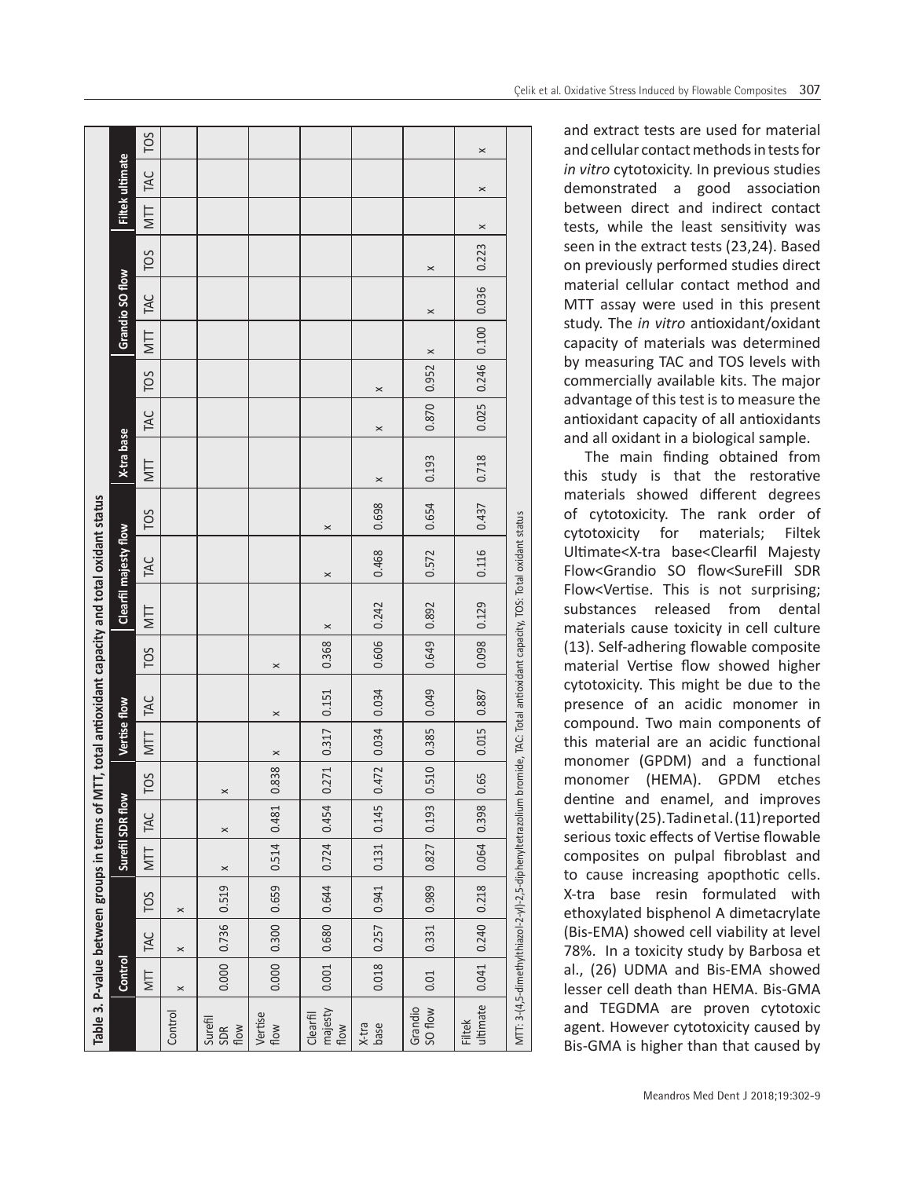**Table 3. P-value between groups in terms of MTT, total antioxidant capacity and total oxidant status**

| | Control | | | Surefil SDR flow | | | Vertise flow | | | Clearfil majesty flow | | | X-tra base | | | Grandio SO flow | | | Filtek ultimate | | |
|---|---|---|---|---|---|---|---|---|---|---|---|---|---|---|---|---|---|---|---|---|---|
| | MTT | TAC | TOS | MTT | TAC | TOS | MTT | TAC | TOS | MTT | TAC | TOS | MTT | TAC | TOS | MTT | TAC | TOS | MTT | TAC | TOS |
| Control | × | × | × | | | | | | | | | | | | | | | | | | |
| Surefil SDR flow | 0.000 | 0.736 | 0.519 | × | × | × | | | | | | | | | | | | | | | |
| Vertise flow | 0.000 | 0.300 | 0.659 | 0.514 | 0.481 | 0.838 | × | × | × | | | | | | | | | | | | |
| Clearfil majesty flow | 0.001 | 0.680 | 0.644 | 0.724 | 0.454 | 0.271 | 0.317 | 0.151 | 0.368 | × | × | × | | | | | | | | | |
| X-tra base | 0.018 | 0.257 | 0.941 | 0.131 | 0.145 | 0.472 | 0.034 | 0.034 | 0.606 | 0.242 | 0.468 | 0.698 | × | × | × | | | | | | |
| Grandio SO flow | 0.01 | 0.331 | 0.989 | 0.827 | 0.193 | 0.510 | 0.385 | 0.049 | 0.649 | 0.892 | 0.572 | 0.654 | 0.193 | 0.870 | 0.952 | × | × | × | | | |
| Filtek ultimate | 0.041 | 0.240 | 0.218 | 0.064 | 0.398 | 0.65 | 0.015 | 0.887 | 0.098 | 0.129 | 0.116 | 0.437 | 0.718 | 0.025 | 0.246 | 0.100 | 0.036 | 0.223 | × | × | × |

MTT: 3-(4,5-dimethylthiazol-2-yl)-2,5-diphenyltetrazolium bromide, TAC: Total antioxidant capacity, TOS: Total oxidant status

and extract tests are used for material and cellular contact methods in tests for *in vitro* cytotoxicity. In previous studies demonstrated a good association between direct and indirect contact tests, while the least sensitivity was seen in the extract tests (23,24). Based on previously performed studies direct material cellular contact method and MTT assay were used in this present study. The *in vitro* antioxidant/oxidant capacity of materials was determined by measuring TAC and TOS levels with commercially available kits. The major advantage of this test is to measure the antioxidant capacity of all antioxidants and all oxidant in a biological sample.

The main finding obtained from this study is that the restorative materials showed different degrees of cytotoxicity. The rank order of cytotoxicity for materials; Filtek Ultimate<X-tra base<Clearfil Majesty Flow<Grandio SO flow<SureFill SDR Flow<Vertise. This is not surprising; substances released from dental materials cause toxicity in cell culture (13). Self-adhering flowable composite material Vertise flow showed higher cytotoxicity. This might be due to the presence of an acidic monomer in compound. Two main components of this material are an acidic functional monomer (GPDM) and a functional monomer (HEMA). GPDM etches dentine and enamel, and improves wettability (25). Tadin et al. (11) reported serious toxic effects of Vertise flowable composites on pulpal fibroblast and to cause increasing apopthotic cells. X-tra base resin formulated with ethoxylated bisphenol A dimetacrylate (Bis-EMA) showed cell viability at level 78%. In a toxicity study by Barbosa et al., (26) UDMA and Bis-EMA showed lesser cell death than HEMA. Bis-GMA and TEGDMA are proven cytotoxic agent. However cytotoxicity caused by Bis-GMA is higher than that caused by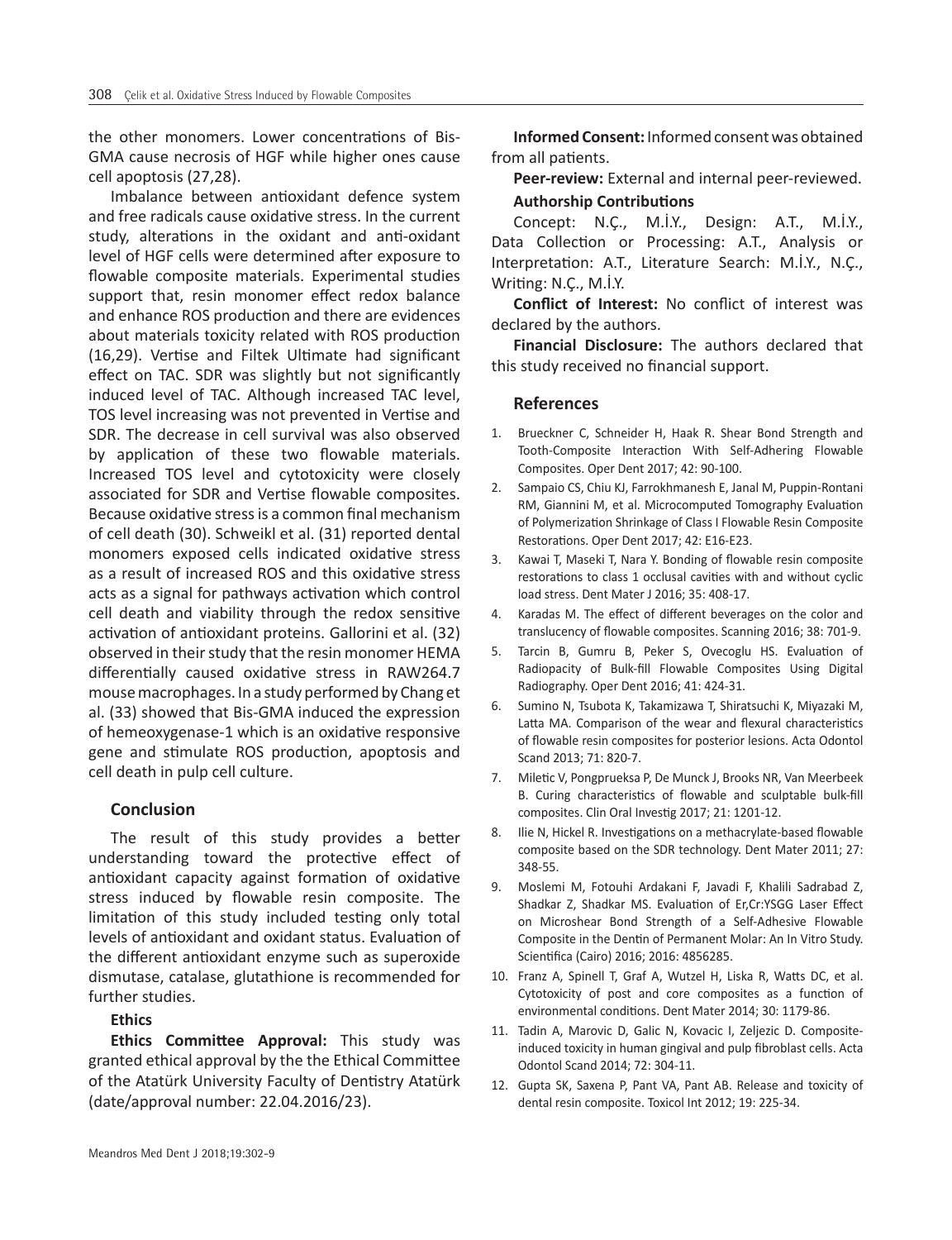the other monomers. Lower concentrations of Bis-GMA cause necrosis of HGF while higher ones cause cell apoptosis (27,28).

Imbalance between antioxidant defence system and free radicals cause oxidative stress. In the current study, alterations in the oxidant and anti-oxidant level of HGF cells were determined after exposure to flowable composite materials. Experimental studies support that, resin monomer effect redox balance and enhance ROS production and there are evidences about materials toxicity related with ROS production (16,29). Vertise and Filtek Ultimate had significant effect on TAC. SDR was slightly but not significantly induced level of TAC. Although increased TAC level, TOS level increasing was not prevented in Vertise and SDR. The decrease in cell survival was also observed by application of these two flowable materials. Increased TOS level and cytotoxicity were closely associated for SDR and Vertise flowable composites. Because oxidative stress is a common final mechanism of cell death (30). Schweikl et al. (31) reported dental monomers exposed cells indicated oxidative stress as a result of increased ROS and this oxidative stress acts as a signal for pathways activation which control cell death and viability through the redox sensitive activation of antioxidant proteins. Gallorini et al. (32) observed in their study that the resin monomer HEMA differentially caused oxidative stress in RAW264.7 mouse macrophages. In a study performed by Chang et al. (33) showed that Bis-GMA induced the expression of hemeoxygenase-1 which is an oxidative responsive gene and stimulate ROS production, apoptosis and cell death in pulp cell culture.

## Conclusion

The result of this study provides a better understanding toward the protective effect of antioxidant capacity against formation of oxidative stress induced by flowable resin composite. The limitation of this study included testing only total levels of antioxidant and oxidant status. Evaluation of the different antioxidant enzyme such as superoxide dismutase, catalase, glutathione is recommended for further studies.

### Ethics

**Ethics Committee Approval:** This study was granted ethical approval by the the Ethical Committee of the Atatürk University Faculty of Dentistry Atatürk (date/approval number: 22.04.2016/23).

**Informed Consent:** Informed consent was obtained from all patients.

**Peer-review:** External and internal peer-reviewed.

### Authorship Contributions

Concept: N.Ç., M.İ.Y., Design: A.T., M.İ.Y., Data Collection or Processing: A.T., Analysis or Interpretation: A.T., Literature Search: M.İ.Y., N.Ç., Writing: N.Ç., M.İ.Y.

**Conflict of Interest:** No conflict of interest was declared by the authors.

**Financial Disclosure:** The authors declared that this study received no financial support.

## References

1. Brueckner C, Schneider H, Haak R. Shear Bond Strength and Tooth-Composite Interaction With Self-Adhering Flowable Composites. Oper Dent 2017; 42: 90-100.
2. Sampaio CS, Chiu KJ, Farrokhmanesh E, Janal M, Puppin-Rontani RM, Giannini M, et al. Microcomputed Tomography Evaluation of Polymerization Shrinkage of Class I Flowable Resin Composite Restorations. Oper Dent 2017; 42: E16-E23.
3. Kawai T, Maseki T, Nara Y. Bonding of flowable resin composite restorations to class 1 occlusal cavities with and without cyclic load stress. Dent Mater J 2016; 35: 408-17.
4. Karadas M. The effect of different beverages on the color and translucency of flowable composites. Scanning 2016; 38: 701-9.
5. Tarcin B, Gumru B, Peker S, Ovecoglu HS. Evaluation of Radiopacity of Bulk-fill Flowable Composites Using Digital Radiography. Oper Dent 2016; 41: 424-31.
6. Sumino N, Tsubota K, Takamizawa T, Shiratsuchi K, Miyazaki M, Latta MA. Comparison of the wear and flexural characteristics of flowable resin composites for posterior lesions. Acta Odontol Scand 2013; 71: 820-7.
7. Miletic V, Pongprueksa P, De Munck J, Brooks NR, Van Meerbeek B. Curing characteristics of flowable and sculptable bulk-fill composites. Clin Oral Investig 2017; 21: 1201-12.
8. Ilie N, Hickel R. Investigations on a methacrylate-based flowable composite based on the SDR technology. Dent Mater 2011; 27: 348-55.
9. Moslemi M, Fotouhi Ardakani F, Javadi F, Khalili Sadrabad Z, Shadkar Z, Shadkar MS. Evaluation of Er,Cr:YSGG Laser Effect on Microshear Bond Strength of a Self-Adhesive Flowable Composite in the Dentin of Permanent Molar: An In Vitro Study. Scientifica (Cairo) 2016; 2016: 4856285.
10. Franz A, Spinell T, Graf A, Wutzel H, Liska R, Watts DC, et al. Cytotoxicity of post and core composites as a function of environmental conditions. Dent Mater 2014; 30: 1179-86.
11. Tadin A, Marovic D, Galic N, Kovacic I, Zeljezic D. Composite-induced toxicity in human gingival and pulp fibroblast cells. Acta Odontol Scand 2014; 72: 304-11.
12. Gupta SK, Saxena P, Pant VA, Pant AB. Release and toxicity of dental resin composite. Toxicol Int 2012; 19: 225-34.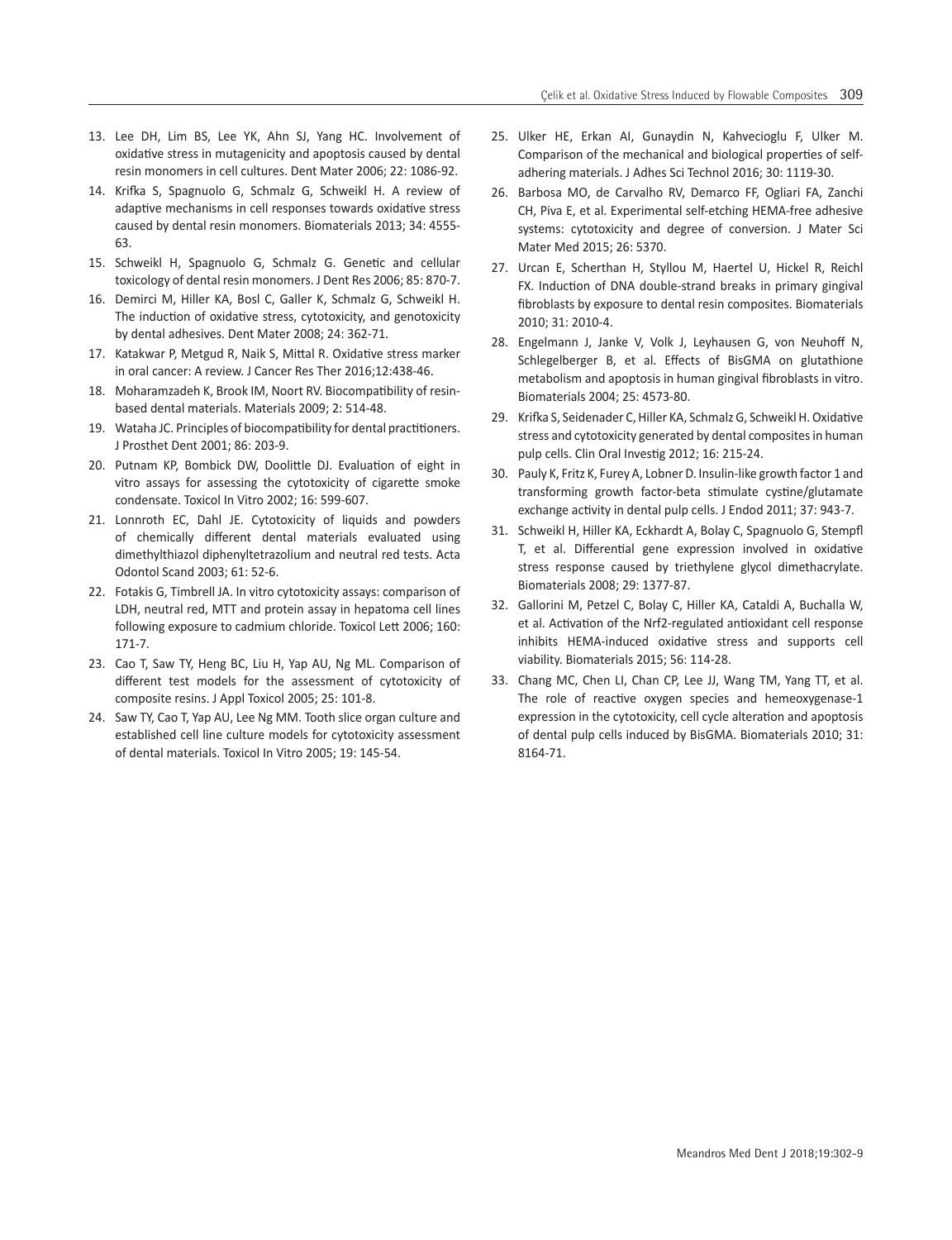13. Lee DH, Lim BS, Lee YK, Ahn SJ, Yang HC. Involvement of oxidative stress in mutagenicity and apoptosis caused by dental resin monomers in cell cultures. Dent Mater 2006; 22: 1086-92.
14. Krifka S, Spagnuolo G, Schmalz G, Schweikl H. A review of adaptive mechanisms in cell responses towards oxidative stress caused by dental resin monomers. Biomaterials 2013; 34: 4555-63.
15. Schweikl H, Spagnuolo G, Schmalz G. Genetic and cellular toxicology of dental resin monomers. J Dent Res 2006; 85: 870-7.
16. Demirci M, Hiller KA, Bosl C, Galler K, Schmalz G, Schweikl H. The induction of oxidative stress, cytotoxicity, and genotoxicity by dental adhesives. Dent Mater 2008; 24: 362-71.
17. Katakwar P, Metgud R, Naik S, Mittal R. Oxidative stress marker in oral cancer: A review. J Cancer Res Ther 2016;12:438-46.
18. Moharamzadeh K, Brook IM, Noort RV. Biocompatibility of resin-based dental materials. Materials 2009; 2: 514-48.
19. Wataha JC. Principles of biocompatibility for dental practitioners. J Prosthet Dent 2001; 86: 203-9.
20. Putnam KP, Bombick DW, Doolittle DJ. Evaluation of eight in vitro assays for assessing the cytotoxicity of cigarette smoke condensate. Toxicol In Vitro 2002; 16: 599-607.
21. Lonnroth EC, Dahl JE. Cytotoxicity of liquids and powders of chemically different dental materials evaluated using dimethylthiazol diphenyltetrazolium and neutral red tests. Acta Odontol Scand 2003; 61: 52-6.
22. Fotakis G, Timbrell JA. In vitro cytotoxicity assays: comparison of LDH, neutral red, MTT and protein assay in hepatoma cell lines following exposure to cadmium chloride. Toxicol Lett 2006; 160: 171-7.
23. Cao T, Saw TY, Heng BC, Liu H, Yap AU, Ng ML. Comparison of different test models for the assessment of cytotoxicity of composite resins. J Appl Toxicol 2005; 25: 101-8.
24. Saw TY, Cao T, Yap AU, Lee Ng MM. Tooth slice organ culture and established cell line culture models for cytotoxicity assessment of dental materials. Toxicol In Vitro 2005; 19: 145-54.
25. Ulker HE, Erkan AI, Gunaydin N, Kahvecioglu F, Ulker M. Comparison of the mechanical and biological properties of self-adhering materials. J Adhes Sci Technol 2016; 30: 1119-30.
26. Barbosa MO, de Carvalho RV, Demarco FF, Ogliari FA, Zanchi CH, Piva E, et al. Experimental self-etching HEMA-free adhesive systems: cytotoxicity and degree of conversion. J Mater Sci Mater Med 2015; 26: 5370.
27. Urcan E, Scherthan H, Styllou M, Haertel U, Hickel R, Reichl FX. Induction of DNA double-strand breaks in primary gingival fibroblasts by exposure to dental resin composites. Biomaterials 2010; 31: 2010-4.
28. Engelmann J, Janke V, Volk J, Leyhausen G, von Neuhoff N, Schlegelberger B, et al. Effects of BisGMA on glutathione metabolism and apoptosis in human gingival fibroblasts in vitro. Biomaterials 2004; 25: 4573-80.
29. Krifka S, Seidenader C, Hiller KA, Schmalz G, Schweikl H. Oxidative stress and cytotoxicity generated by dental composites in human pulp cells. Clin Oral Investig 2012; 16: 215-24.
30. Pauly K, Fritz K, Furey A, Lobner D. Insulin-like growth factor 1 and transforming growth factor-beta stimulate cystine/glutamate exchange activity in dental pulp cells. J Endod 2011; 37: 943-7.
31. Schweikl H, Hiller KA, Eckhardt A, Bolay C, Spagnuolo G, Stempfl T, et al. Differential gene expression involved in oxidative stress response caused by triethylene glycol dimethacrylate. Biomaterials 2008; 29: 1377-87.
32. Gallorini M, Petzel C, Bolay C, Hiller KA, Cataldi A, Buchalla W, et al. Activation of the Nrf2-regulated antioxidant cell response inhibits HEMA-induced oxidative stress and supports cell viability. Biomaterials 2015; 56: 114-28.
33. Chang MC, Chen LI, Chan CP, Lee JJ, Wang TM, Yang TT, et al. The role of reactive oxygen species and hemeoxygenase-1 expression in the cytotoxicity, cell cycle alteration and apoptosis of dental pulp cells induced by BisGMA. Biomaterials 2010; 31: 8164-71.